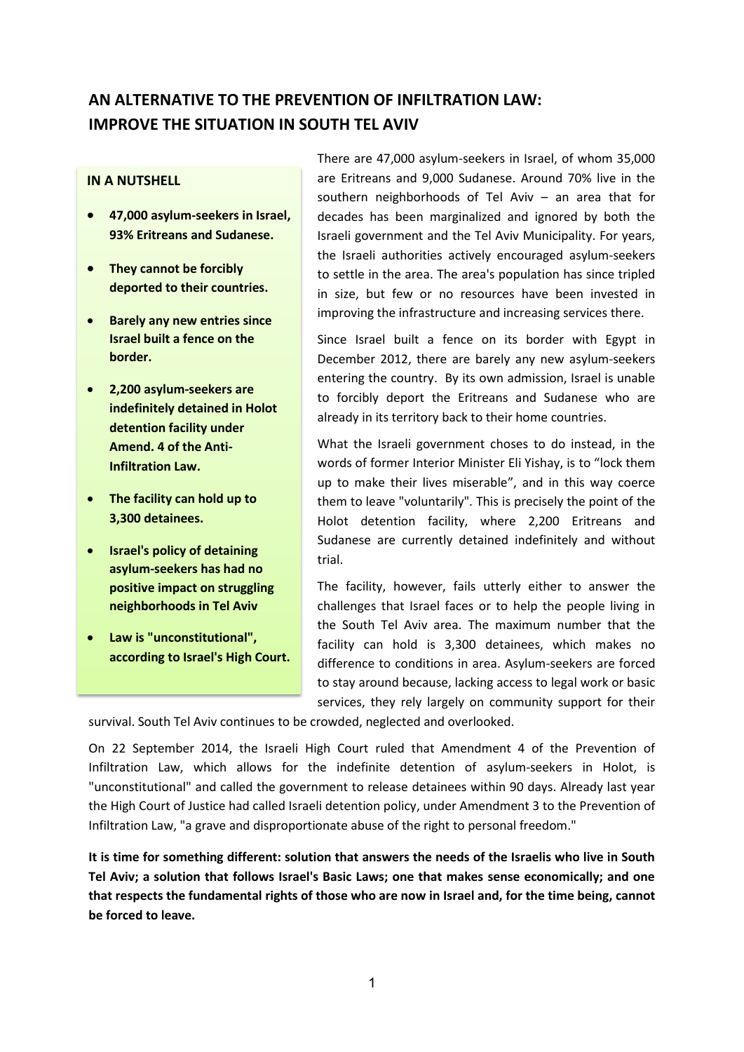# AN ALTERNATIVE TO THE PREVENTION OF INFILTRATION LAW: IMPROVE THE SITUATION IN SOUTH TEL AVIV

**IN A NUTSHELL**

- **47,000 asylum-seekers in Israel, 93% Eritreans and Sudanese.**
- **They cannot be forcibly deported to their countries.**
- **Barely any new entries since Israel built a fence on the border.**
- **2,200 asylum-seekers are indefinitely detained in Holot detention facility under Amend. 4 of the Anti-Infiltration Law.**
- **The facility can hold up to 3,300 detainees.**
- **Israel's policy of detaining asylum-seekers has had no positive impact on struggling neighborhoods in Tel Aviv**
- **Law is "unconstitutional", according to Israel's High Court.**

There are 47,000 asylum-seekers in Israel, of whom 35,000 are Eritreans and 9,000 Sudanese. Around 70% live in the southern neighborhoods of Tel Aviv – an area that for decades has been marginalized and ignored by both the Israeli government and the Tel Aviv Municipality. For years, the Israeli authorities actively encouraged asylum-seekers to settle in the area. The area's population has since tripled in size, but few or no resources have been invested in improving the infrastructure and increasing services there.

Since Israel built a fence on its border with Egypt in December 2012, there are barely any new asylum-seekers entering the country. By its own admission, Israel is unable to forcibly deport the Eritreans and Sudanese who are already in its territory back to their home countries.

What the Israeli government choses to do instead, in the words of former Interior Minister Eli Yishay, is to "lock them up to make their lives miserable", and in this way coerce them to leave "voluntarily". This is precisely the point of the Holot detention facility, where 2,200 Eritreans and Sudanese are currently detained indefinitely and without trial.

The facility, however, fails utterly either to answer the challenges that Israel faces or to help the people living in the South Tel Aviv area. The maximum number that the facility can hold is 3,300 detainees, which makes no difference to conditions in area. Asylum-seekers are forced to stay around because, lacking access to legal work or basic services, they rely largely on community support for their survival. South Tel Aviv continues to be crowded, neglected and overlooked.

On 22 September 2014, the Israeli High Court ruled that Amendment 4 of the Prevention of Infiltration Law, which allows for the indefinite detention of asylum-seekers in Holot, is "unconstitutional" and called the government to release detainees within 90 days. Already last year the High Court of Justice had called Israeli detention policy, under Amendment 3 to the Prevention of Infiltration Law, "a grave and disproportionate abuse of the right to personal freedom."

**It is time for something different: solution that answers the needs of the Israelis who live in South Tel Aviv; a solution that follows Israel's Basic Laws; one that makes sense economically; and one that respects the fundamental rights of those who are now in Israel and, for the time being, cannot be forced to leave.**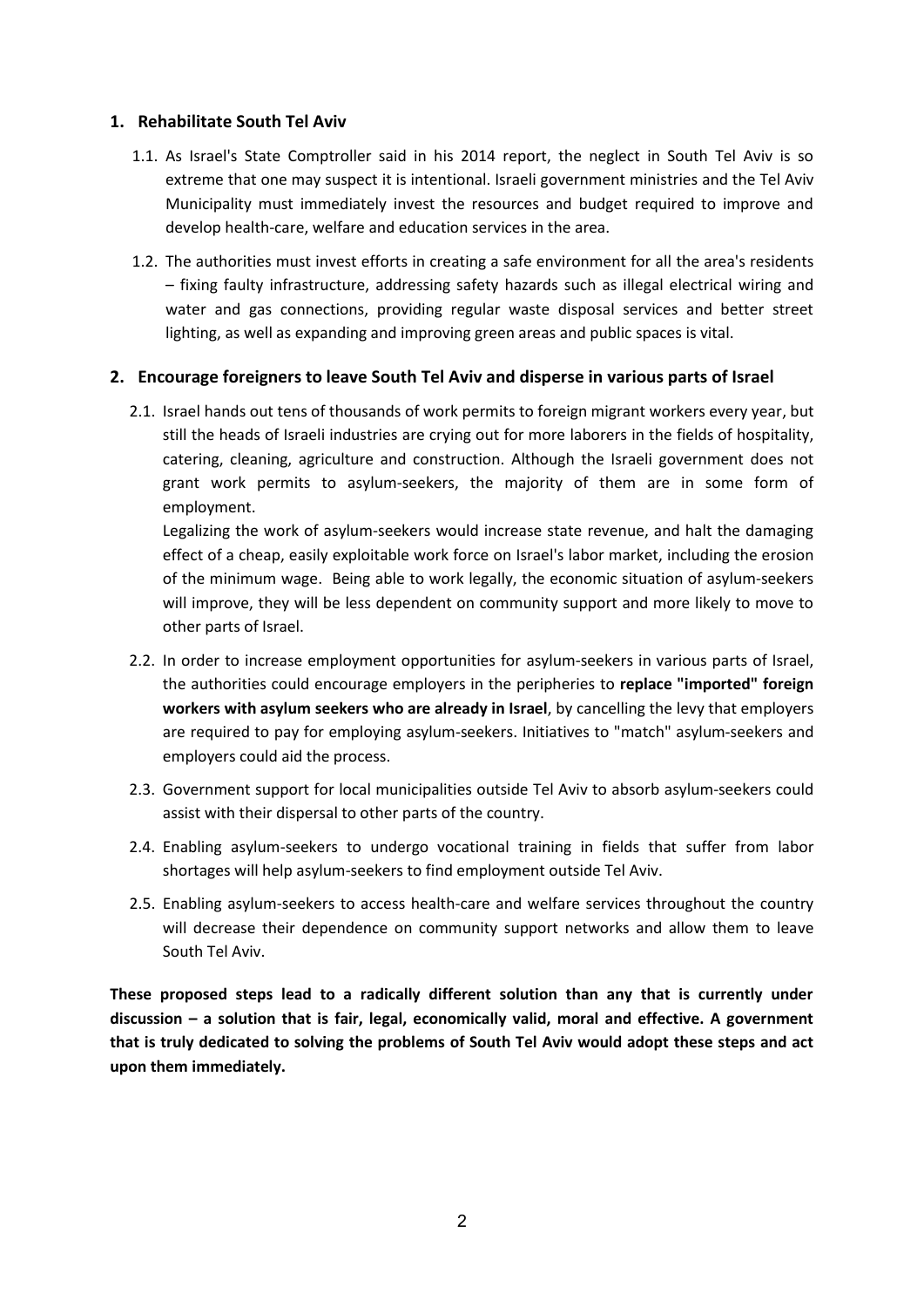## 1. Rehabilitate South Tel Aviv

1.1. As Israel's State Comptroller said in his 2014 report, the neglect in South Tel Aviv is so extreme that one may suspect it is intentional. Israeli government ministries and the Tel Aviv Municipality must immediately invest the resources and budget required to improve and develop health-care, welfare and education services in the area.

1.2. The authorities must invest efforts in creating a safe environment for all the area's residents – fixing faulty infrastructure, addressing safety hazards such as illegal electrical wiring and water and gas connections, providing regular waste disposal services and better street lighting, as well as expanding and improving green areas and public spaces is vital.

## 2. Encourage foreigners to leave South Tel Aviv and disperse in various parts of Israel

2.1. Israel hands out tens of thousands of work permits to foreign migrant workers every year, but still the heads of Israeli industries are crying out for more laborers in the fields of hospitality, catering, cleaning, agriculture and construction. Although the Israeli government does not grant work permits to asylum-seekers, the majority of them are in some form of employment.

Legalizing the work of asylum-seekers would increase state revenue, and halt the damaging effect of a cheap, easily exploitable work force on Israel's labor market, including the erosion of the minimum wage. Being able to work legally, the economic situation of asylum-seekers will improve, they will be less dependent on community support and more likely to move to other parts of Israel.

2.2. In order to increase employment opportunities for asylum-seekers in various parts of Israel, the authorities could encourage employers in the peripheries to **replace "imported" foreign workers with asylum seekers who are already in Israel**, by cancelling the levy that employers are required to pay for employing asylum-seekers. Initiatives to "match" asylum-seekers and employers could aid the process.

2.3. Government support for local municipalities outside Tel Aviv to absorb asylum-seekers could assist with their dispersal to other parts of the country.

2.4. Enabling asylum-seekers to undergo vocational training in fields that suffer from labor shortages will help asylum-seekers to find employment outside Tel Aviv.

2.5. Enabling asylum-seekers to access health-care and welfare services throughout the country will decrease their dependence on community support networks and allow them to leave South Tel Aviv.

**These proposed steps lead to a radically different solution than any that is currently under discussion – a solution that is fair, legal, economically valid, moral and effective. A government that is truly dedicated to solving the problems of South Tel Aviv would adopt these steps and act upon them immediately.**